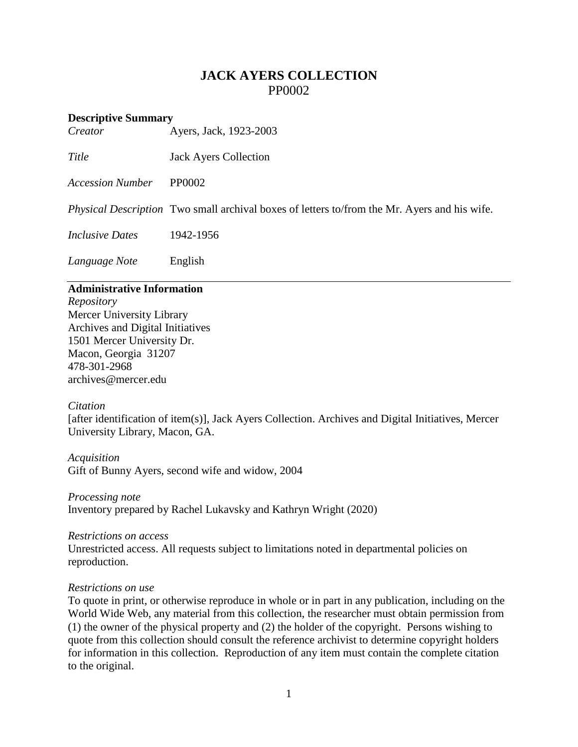# JACK AYERS COLLECTION

PP0002

## Descriptive Summary

| | |
|---|---|
| *Creator* | Ayers, Jack, 1923-2003 |
| *Title* | Jack Ayers Collection |
| *Accession Number* | PP0002 |
| *Physical Description* | Two small archival boxes of letters to/from the Mr. Ayers and his wife. |
| *Inclusive Dates* | 1942-1956 |
| *Language Note* | English |

## Administrative Information

*Repository*
Mercer University Library
Archives and Digital Initiatives
1501 Mercer University Dr.
Macon, Georgia 31207
478-301-2968
archives@mercer.edu

*Citation*
[after identification of item(s)], Jack Ayers Collection. Archives and Digital Initiatives, Mercer University Library, Macon, GA.

*Acquisition*
Gift of Bunny Ayers, second wife and widow, 2004

*Processing note*
Inventory prepared by Rachel Lukavsky and Kathryn Wright (2020)

*Restrictions on access*
Unrestricted access. All requests subject to limitations noted in departmental policies on reproduction.

*Restrictions on use*
To quote in print, or otherwise reproduce in whole or in part in any publication, including on the World Wide Web, any material from this collection, the researcher must obtain permission from (1) the owner of the physical property and (2) the holder of the copyright. Persons wishing to quote from this collection should consult the reference archivist to determine copyright holders for information in this collection. Reproduction of any item must contain the complete citation to the original.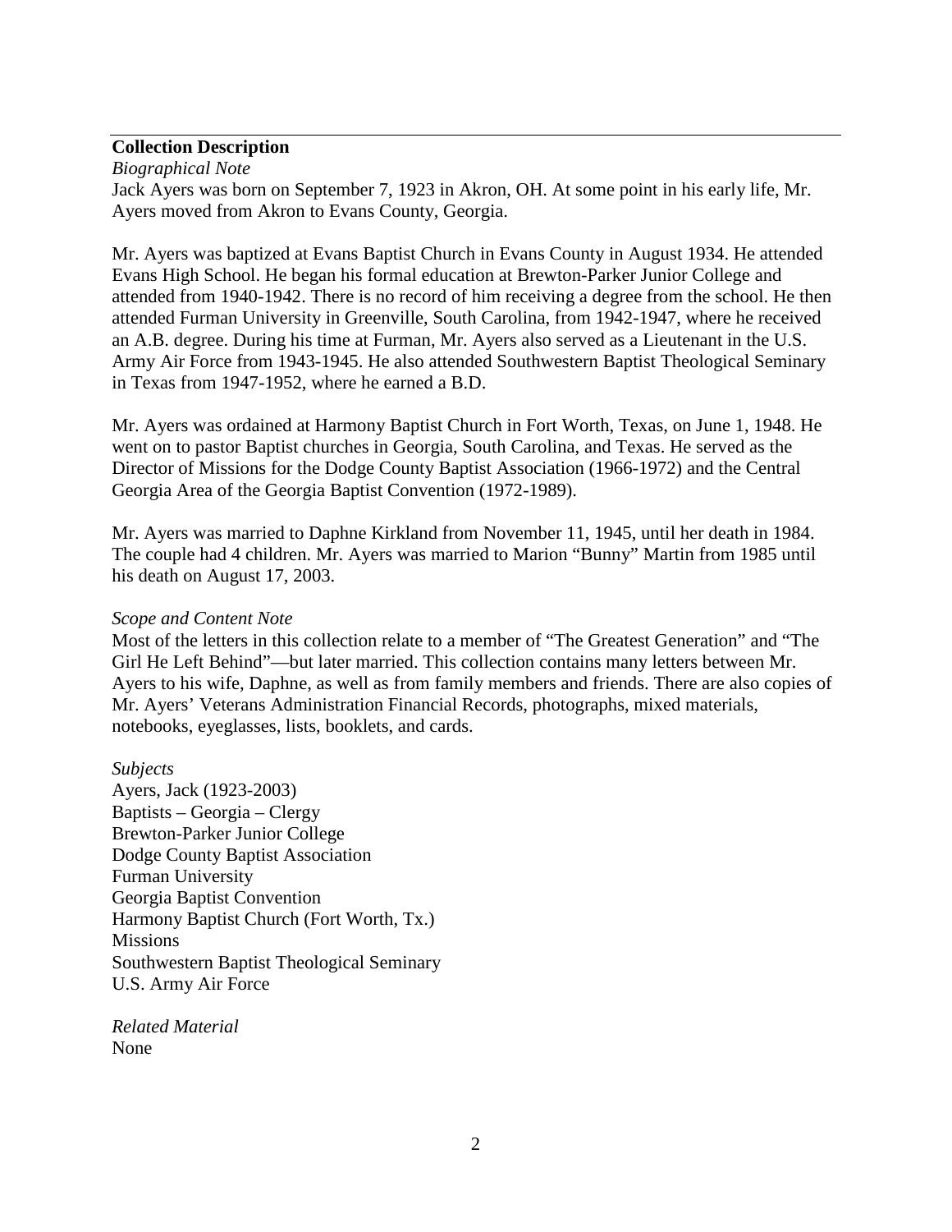## Collection Description

*Biographical Note*

Jack Ayers was born on September 7, 1923 in Akron, OH. At some point in his early life, Mr. Ayers moved from Akron to Evans County, Georgia.

Mr. Ayers was baptized at Evans Baptist Church in Evans County in August 1934. He attended Evans High School. He began his formal education at Brewton-Parker Junior College and attended from 1940-1942. There is no record of him receiving a degree from the school. He then attended Furman University in Greenville, South Carolina, from 1942-1947, where he received an A.B. degree. During his time at Furman, Mr. Ayers also served as a Lieutenant in the U.S. Army Air Force from 1943-1945. He also attended Southwestern Baptist Theological Seminary in Texas from 1947-1952, where he earned a B.D.

Mr. Ayers was ordained at Harmony Baptist Church in Fort Worth, Texas, on June 1, 1948. He went on to pastor Baptist churches in Georgia, South Carolina, and Texas. He served as the Director of Missions for the Dodge County Baptist Association (1966-1972) and the Central Georgia Area of the Georgia Baptist Convention (1972-1989).

Mr. Ayers was married to Daphne Kirkland from November 11, 1945, until her death in 1984. The couple had 4 children. Mr. Ayers was married to Marion "Bunny" Martin from 1985 until his death on August 17, 2003.

*Scope and Content Note*

Most of the letters in this collection relate to a member of "The Greatest Generation" and "The Girl He Left Behind"—but later married. This collection contains many letters between Mr. Ayers to his wife, Daphne, as well as from family members and friends. There are also copies of Mr. Ayers' Veterans Administration Financial Records, photographs, mixed materials, notebooks, eyeglasses, lists, booklets, and cards.

*Subjects*

Ayers, Jack (1923-2003)
Baptists – Georgia – Clergy
Brewton-Parker Junior College
Dodge County Baptist Association
Furman University
Georgia Baptist Convention
Harmony Baptist Church (Fort Worth, Tx.)
Missions
Southwestern Baptist Theological Seminary
U.S. Army Air Force

*Related Material*

None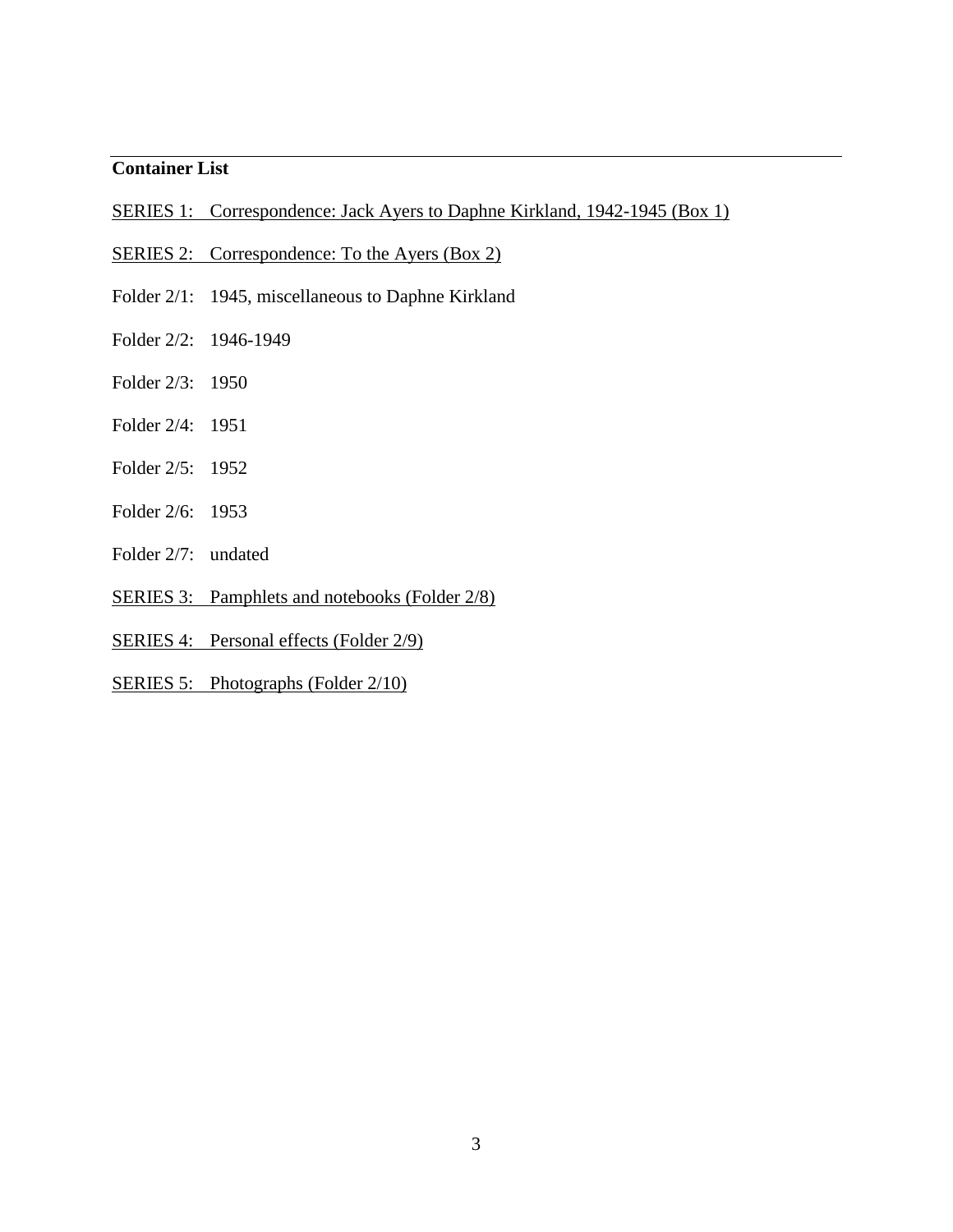**Container List**

<u>SERIES 1: Correspondence: Jack Ayers to Daphne Kirkland, 1942-1945 (Box 1)</u>

<u>SERIES 2: Correspondence: To the Ayers (Box 2)</u>

Folder 2/1: 1945, miscellaneous to Daphne Kirkland

Folder 2/2: 1946-1949

Folder 2/3: 1950

Folder 2/4: 1951

Folder 2/5: 1952

Folder 2/6: 1953

Folder 2/7: undated

<u>SERIES 3: Pamphlets and notebooks (Folder 2/8)</u>

<u>SERIES 4: Personal effects (Folder 2/9)</u>

<u>SERIES 5: Photographs (Folder 2/10)</u>